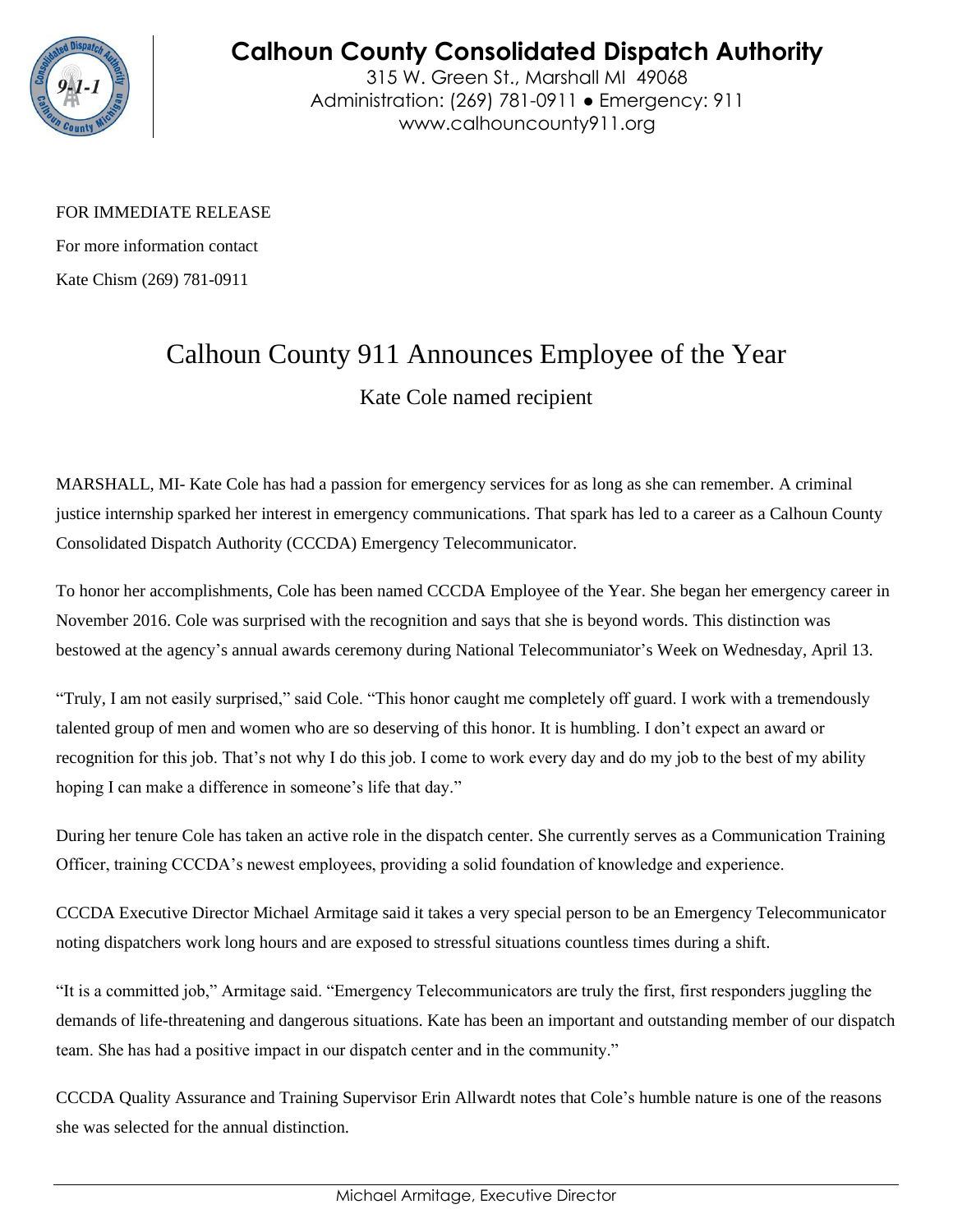# Calhoun County Consolidated Dispatch Authority

315 W. Green St., Marshall MI 49068
Administration: (269) 781-0911 ● Emergency: 911
www.calhouncounty911.org

FOR IMMEDIATE RELEASE

For more information contact

Kate Chism (269) 781-0911

## Calhoun County 911 Announces Employee of the Year

### Kate Cole named recipient

MARSHALL, MI- Kate Cole has had a passion for emergency services for as long as she can remember. A criminal justice internship sparked her interest in emergency communications. That spark has led to a career as a Calhoun County Consolidated Dispatch Authority (CCCDA) Emergency Telecommunicator.

To honor her accomplishments, Cole has been named CCCDA Employee of the Year. She began her emergency career in November 2016. Cole was surprised with the recognition and says that she is beyond words. This distinction was bestowed at the agency's annual awards ceremony during National Telecommuniator's Week on Wednesday, April 13.

"Truly, I am not easily surprised," said Cole. "This honor caught me completely off guard. I work with a tremendously talented group of men and women who are so deserving of this honor. It is humbling. I don't expect an award or recognition for this job. That's not why I do this job. I come to work every day and do my job to the best of my ability hoping I can make a difference in someone's life that day."

During her tenure Cole has taken an active role in the dispatch center. She currently serves as a Communication Training Officer, training CCCDA's newest employees, providing a solid foundation of knowledge and experience.

CCCDA Executive Director Michael Armitage said it takes a very special person to be an Emergency Telecommunicator noting dispatchers work long hours and are exposed to stressful situations countless times during a shift.

"It is a committed job," Armitage said. "Emergency Telecommunicators are truly the first, first responders juggling the demands of life-threatening and dangerous situations. Kate has been an important and outstanding member of our dispatch team. She has had a positive impact in our dispatch center and in the community."

CCCDA Quality Assurance and Training Supervisor Erin Allwardt notes that Cole's humble nature is one of the reasons she was selected for the annual distinction.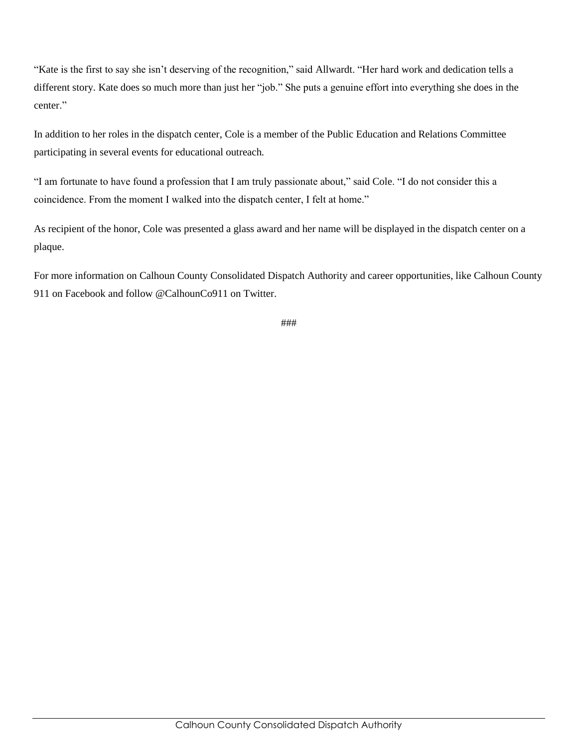"Kate is the first to say she isn't deserving of the recognition," said Allwardt. "Her hard work and dedication tells a different story. Kate does so much more than just her "job." She puts a genuine effort into everything she does in the center."

In addition to her roles in the dispatch center, Cole is a member of the Public Education and Relations Committee participating in several events for educational outreach.

"I am fortunate to have found a profession that I am truly passionate about," said Cole. "I do not consider this a coincidence. From the moment I walked into the dispatch center, I felt at home."

As recipient of the honor, Cole was presented a glass award and her name will be displayed in the dispatch center on a plaque.

For more information on Calhoun County Consolidated Dispatch Authority and career opportunities, like Calhoun County 911 on Facebook and follow @CalhounCo911 on Twitter.

###